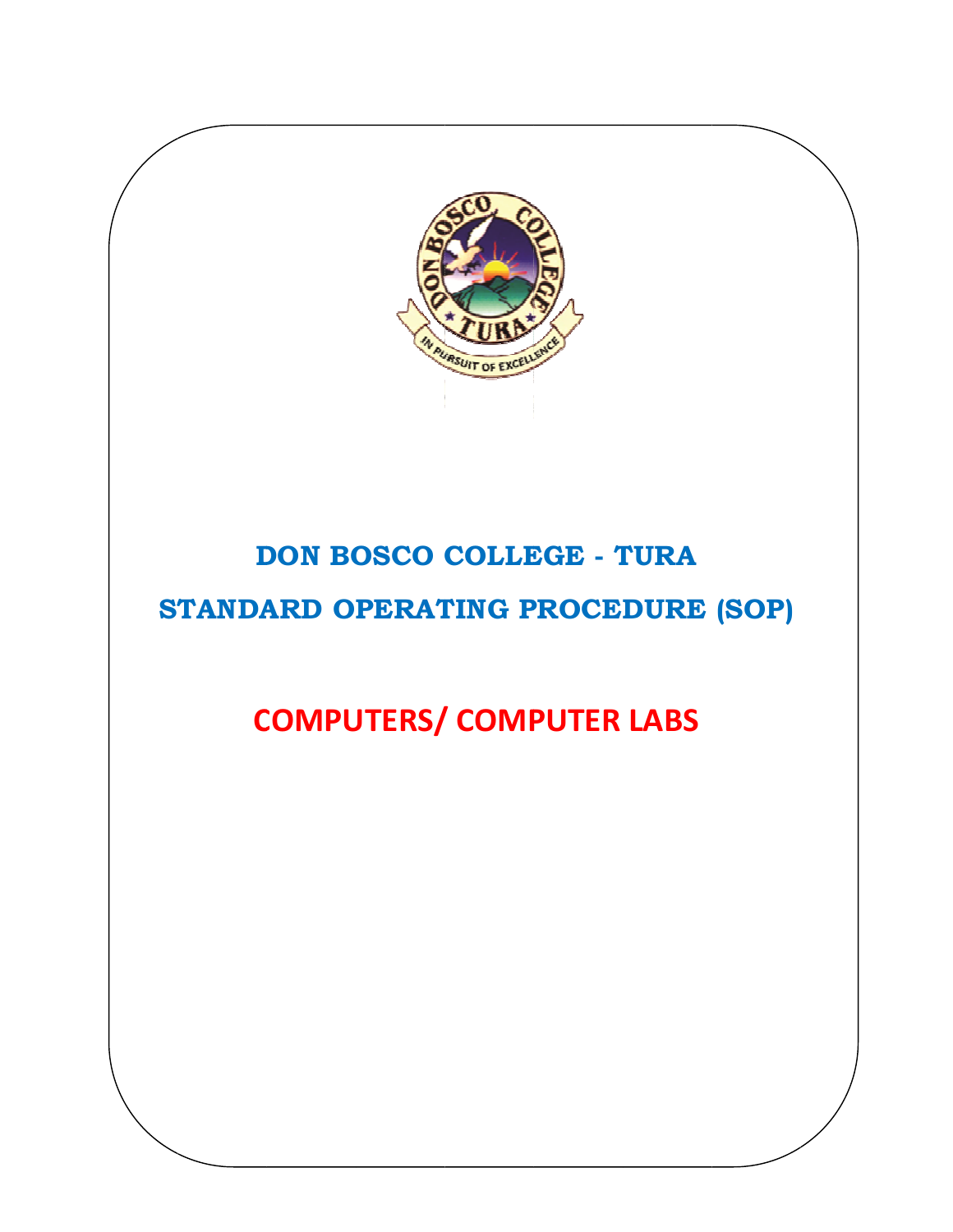# DON BOSCO COLLEGE - TURA

## STANDARD OPERATING PROCEDURE (SOP)

## COMPUTERS/ COMPUTER LABS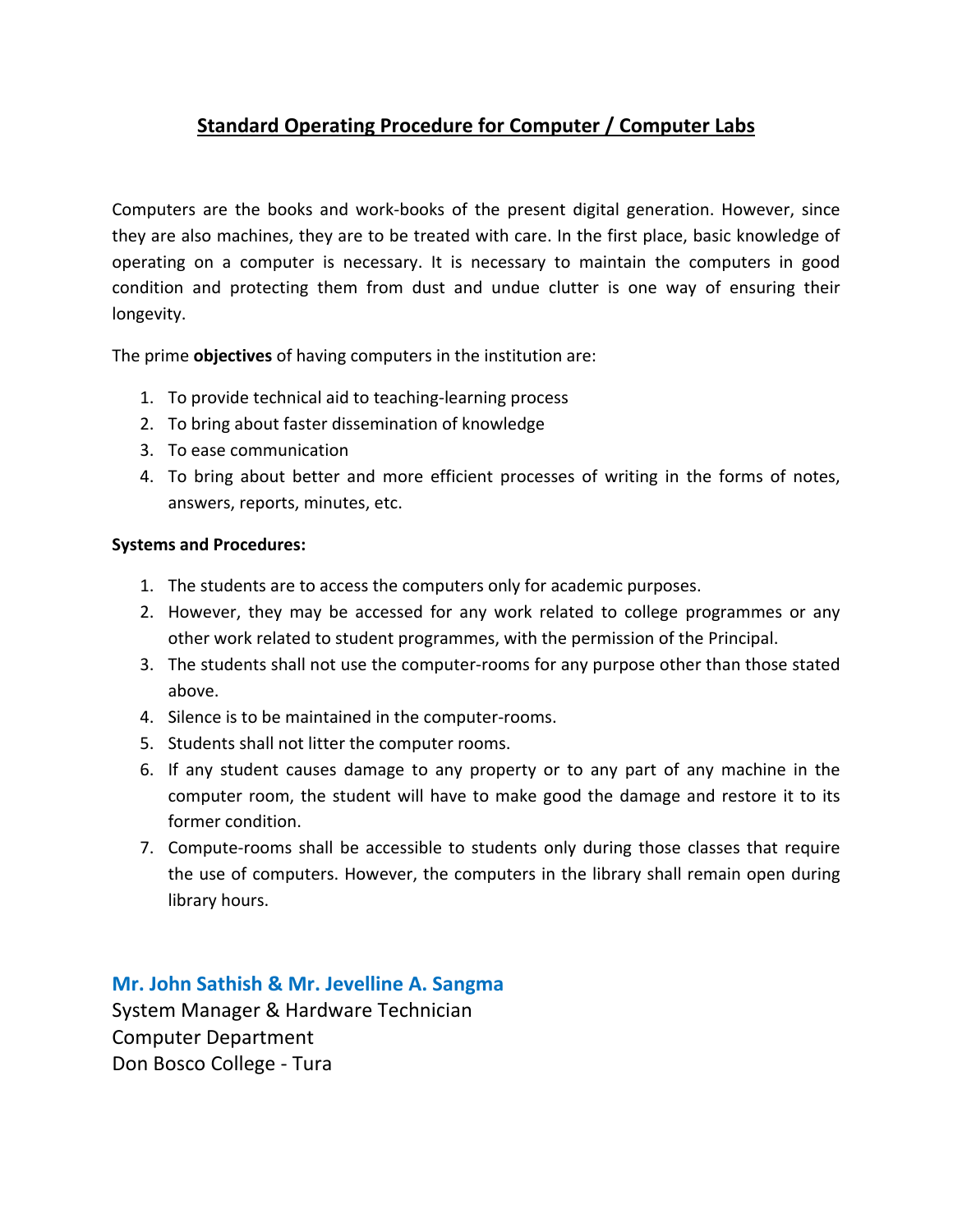# Standard Operating Procedure for Computer / Computer Labs

Computers are the books and work-books of the present digital generation. However, since they are also machines, they are to be treated with care. In the first place, basic knowledge of operating on a computer is necessary. It is necessary to maintain the computers in good condition and protecting them from dust and undue clutter is one way of ensuring their longevity.

The prime **objectives** of having computers in the institution are:

1. To provide technical aid to teaching-learning process
2. To bring about faster dissemination of knowledge
3. To ease communication
4. To bring about better and more efficient processes of writing in the forms of notes, answers, reports, minutes, etc.

**Systems and Procedures:**

1. The students are to access the computers only for academic purposes.
2. However, they may be accessed for any work related to college programmes or any other work related to student programmes, with the permission of the Principal.
3. The students shall not use the computer-rooms for any purpose other than those stated above.
4. Silence is to be maintained in the computer-rooms.
5. Students shall not litter the computer rooms.
6. If any student causes damage to any property or to any part of any machine in the computer room, the student will have to make good the damage and restore it to its former condition.
7. Compute-rooms shall be accessible to students only during those classes that require the use of computers. However, the computers in the library shall remain open during library hours.

**Mr. John Sathish & Mr. Jevelline A. Sangma**
System Manager & Hardware Technician
Computer Department
Don Bosco College - Tura